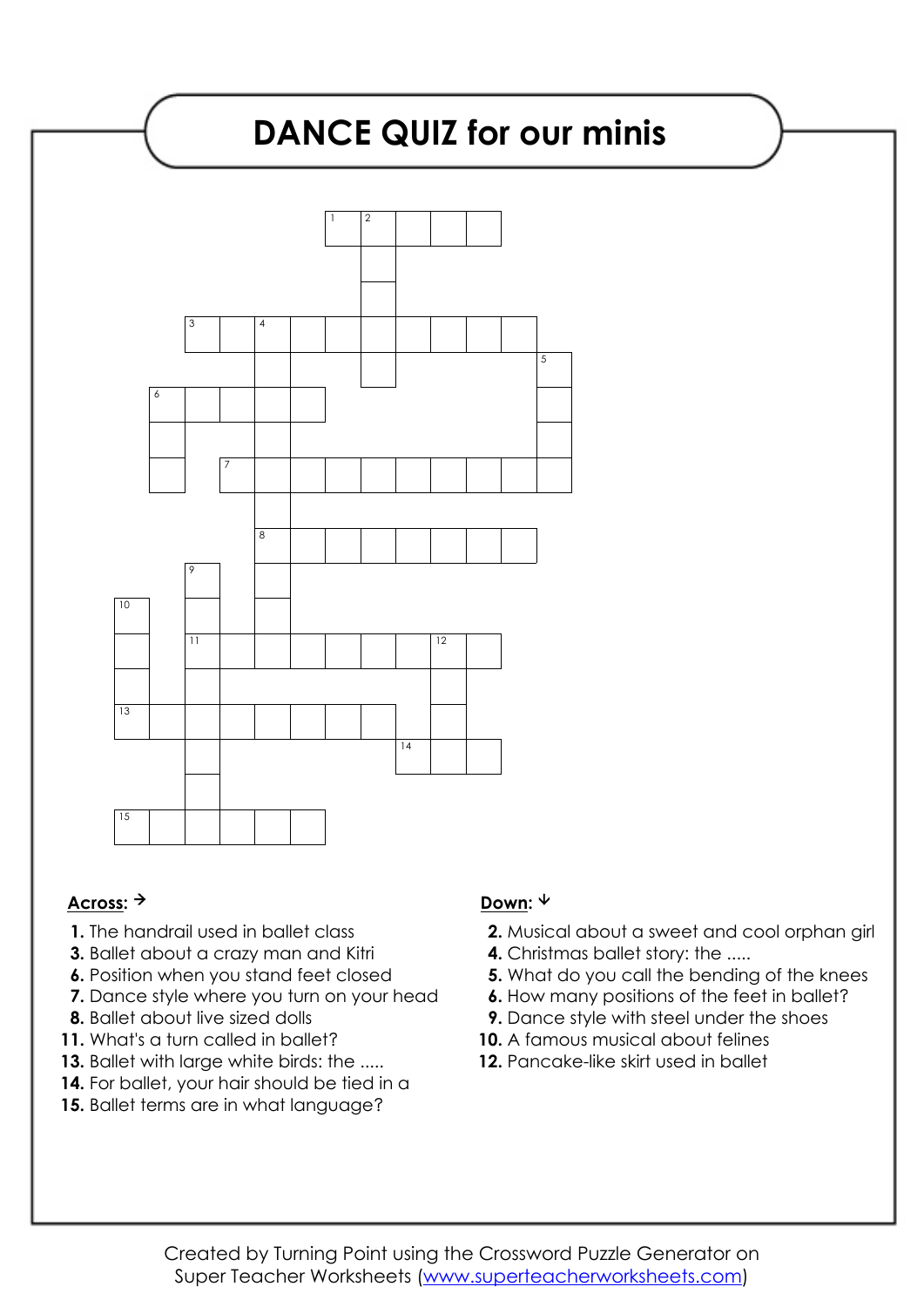# DANCE QUIZ for our minis

**Across:** →

1. The handrail used in ballet class
3. Ballet about a crazy man and Kitri
6. Position when you stand feet closed
7. Dance style where you turn on your head
8. Ballet about live sized dolls
11. What's a turn called in ballet?
13. Ballet with large white birds: the .....
14. For ballet, your hair should be tied in a
15. Ballet terms are in what language?

**Down:** ↓

2. Musical about a sweet and cool orphan girl
4. Christmas ballet story: the .....
5. What do you call the bending of the knees
6. How many positions of the feet in ballet?
9. Dance style with steel under the shoes
10. A famous musical about felines
12. Pancake-like skirt used in ballet

Created by Turning Point using the Crossword Puzzle Generator on Super Teacher Worksheets (www.superteacherworksheets.com)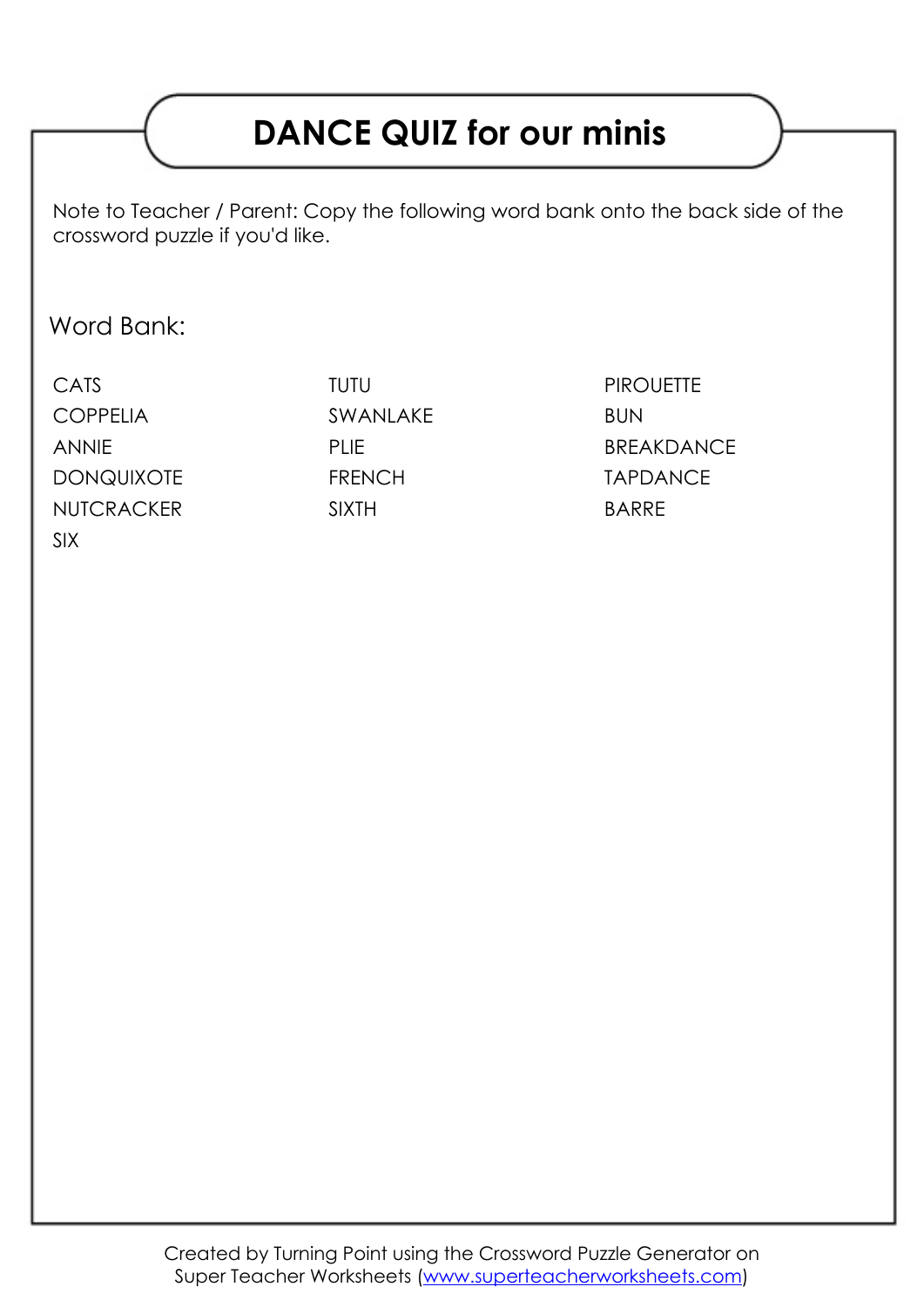## DANCE QUIZ for our minis

Note to Teacher / Parent: Copy the following word bank onto the back side of the crossword puzzle if you'd like.

Word Bank:

- CATS
- TUTU
- PIROUETTE
- COPPELIA
- SWANLAKE
- BUN
- ANNIE
- PLIE
- BREAKDANCE
- DONQUIXOTE
- FRENCH
- TAPDANCE
- NUTCRACKER
- SIXTH
- BARRE
- SIX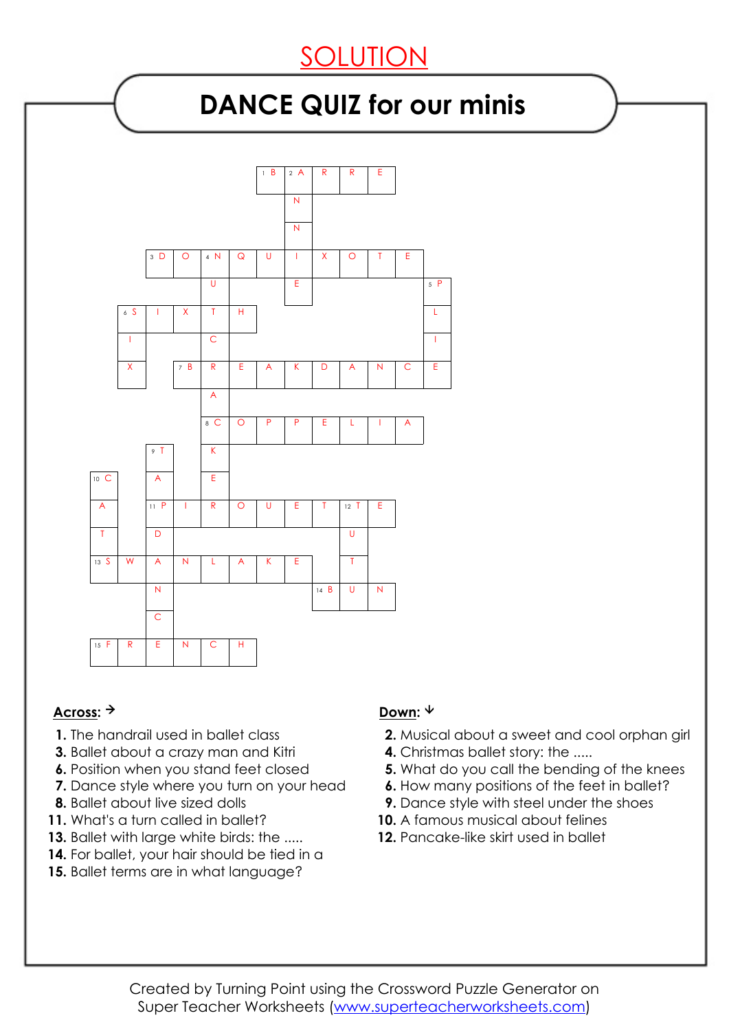# SOLUTION

## DANCE QUIZ for our minis

**Across:** →

1. The handrail used in ballet class
3. Ballet about a crazy man and Kitri
6. Position when you stand feet closed
7. Dance style where you turn on your head
8. Ballet about live sized dolls
11. What's a turn called in ballet?
13. Ballet with large white birds: the .....
14. For ballet, your hair should be tied in a
15. Ballet terms are in what language?

**Down:** ↓

2. Musical about a sweet and cool orphan girl
4. Christmas ballet story: the .....
5. What do you call the bending of the knees
6. How many positions of the feet in ballet?
9. Dance style with steel under the shoes
10. A famous musical about felines
12. Pancake-like skirt used in ballet

**Solution grid answers:**

Across:
1. BARRE
3. DONQUIXOTE
6. SIXTH
7. BREAKDANCE
8. COPPELIA
11. PIROUETTE
13. SWANLAKE
14. BUN
15. FRENCH

Down:
2. ANNIE
4. NUTCRACKER
5. PLIE
6. SIX
9. TAPDANCE
10. CATS
12. TUTU

Created by Turning Point using the Crossword Puzzle Generator on Super Teacher Worksheets (www.superteacherworksheets.com)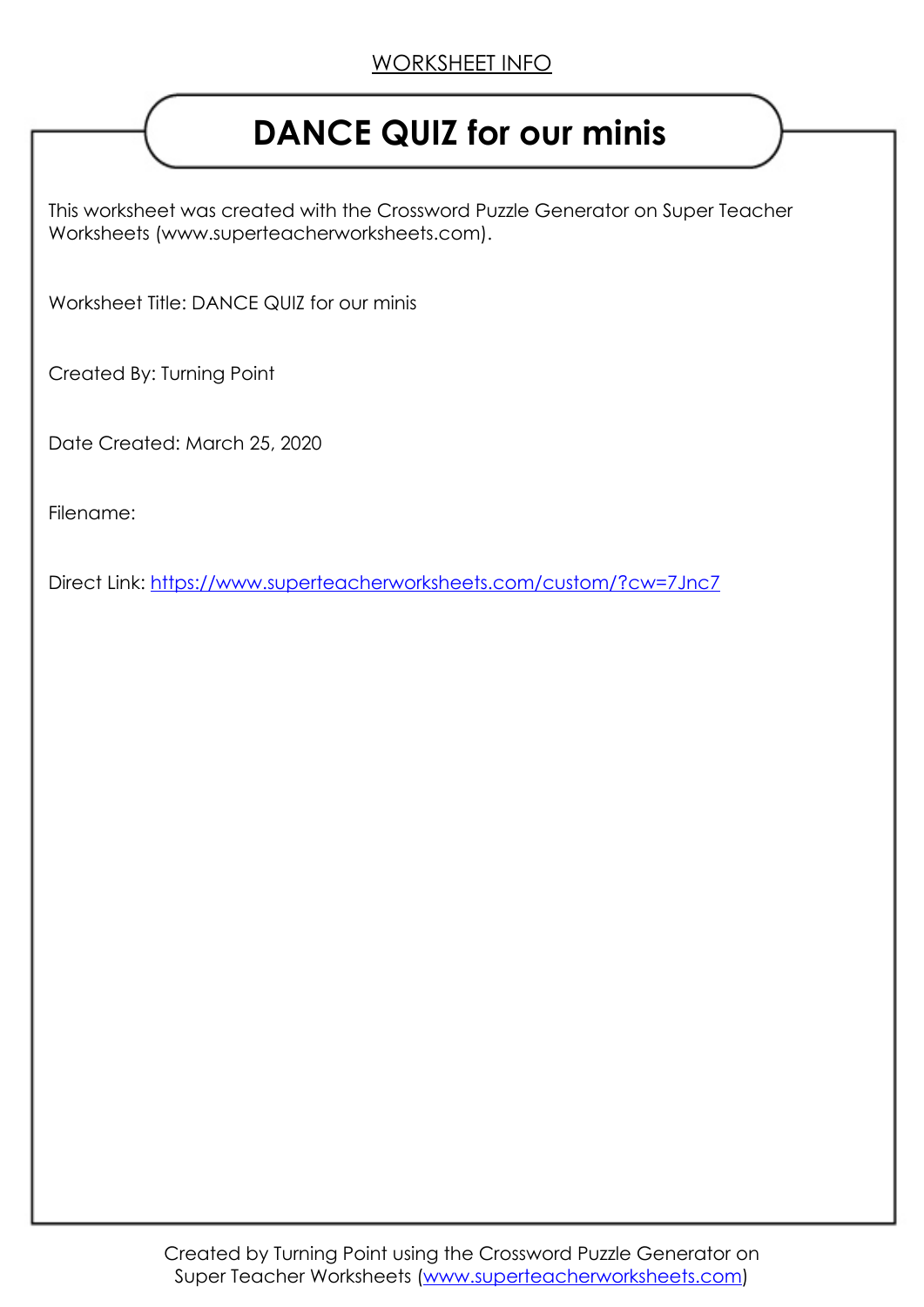WORKSHEET INFO

# DANCE QUIZ for our minis

This worksheet was created with the Crossword Puzzle Generator on Super Teacher Worksheets (www.superteacherworksheets.com).

Worksheet Title: DANCE QUIZ for our minis

Created By: Turning Point

Date Created: March 25, 2020

Filename:

Direct Link: [https://www.superteacherworksheets.com/custom/?cw=7Jnc7](https://www.superteacherworksheets.com/custom/?cw=7Jnc7)

Created by Turning Point using the Crossword Puzzle Generator on Super Teacher Worksheets ([www.superteacherworksheets.com](www.superteacherworksheets.com))